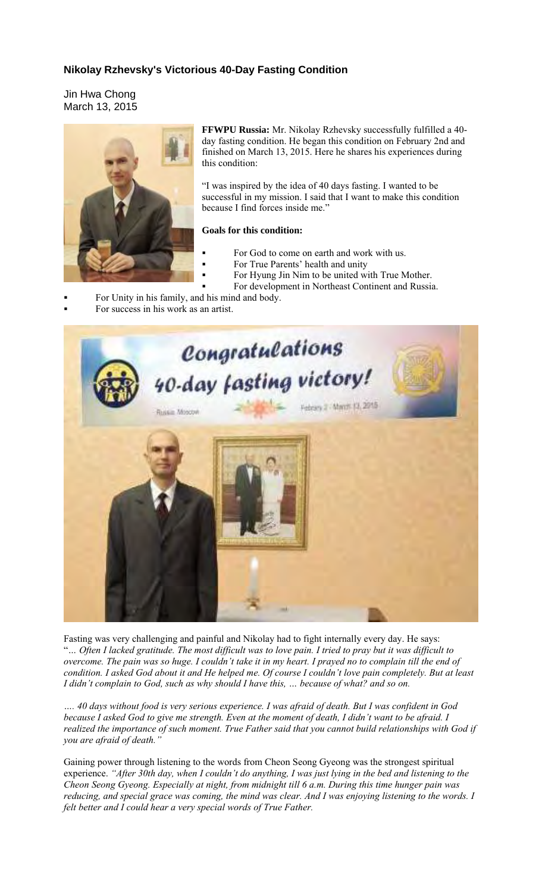# Nikolay Rzhevsky's Victorious 40-Day Fasting Condition

Jin Hwa Chong
March 13, 2015

**FFWPU Russia:** Mr. Nikolay Rzhevsky successfully fulfilled a 40-day fasting condition. He began this condition on February 2nd and finished on March 13, 2015. Here he shares his experiences during this condition:

"I was inspired by the idea of 40 days fasting. I wanted to be successful in my mission. I said that I want to make this condition because I find forces inside me."

**Goals for this condition:**

- For God to come on earth and work with us.
- For True Parents' health and unity
- For Hyung Jin Nim to be united with True Mother.
- For development in Northeast Continent and Russia.
- For Unity in his family, and his mind and body.
- For success in his work as an artist.

Fasting was very challenging and painful and Nikolay had to fight internally every day. He says: "*… Often I lacked gratitude. The most difficult was to love pain. I tried to pray but it was difficult to overcome. The pain was so huge. I couldn't take it in my heart. I prayed no to complain till the end of condition. I asked God about it and He helped me. Of course I couldn't love pain completely. But at least I didn't complain to God, such as why should I have this, … because of what? and so on.*

*…. 40 days without food is very serious experience. I was afraid of death. But I was confident in God because I asked God to give me strength. Even at the moment of death, I didn't want to be afraid. I realized the importance of such moment. True Father said that you cannot build relationships with God if you are afraid of death."*

Gaining power through listening to the words from Cheon Seong Gyeong was the strongest spiritual experience. *"After 30th day, when I couldn't do anything, I was just lying in the bed and listening to the Cheon Seong Gyeong. Especially at night, from midnight till 6 a.m. During this time hunger pain was reducing, and special grace was coming, the mind was clear. And I was enjoying listening to the words. I felt better and I could hear a very special words of True Father.*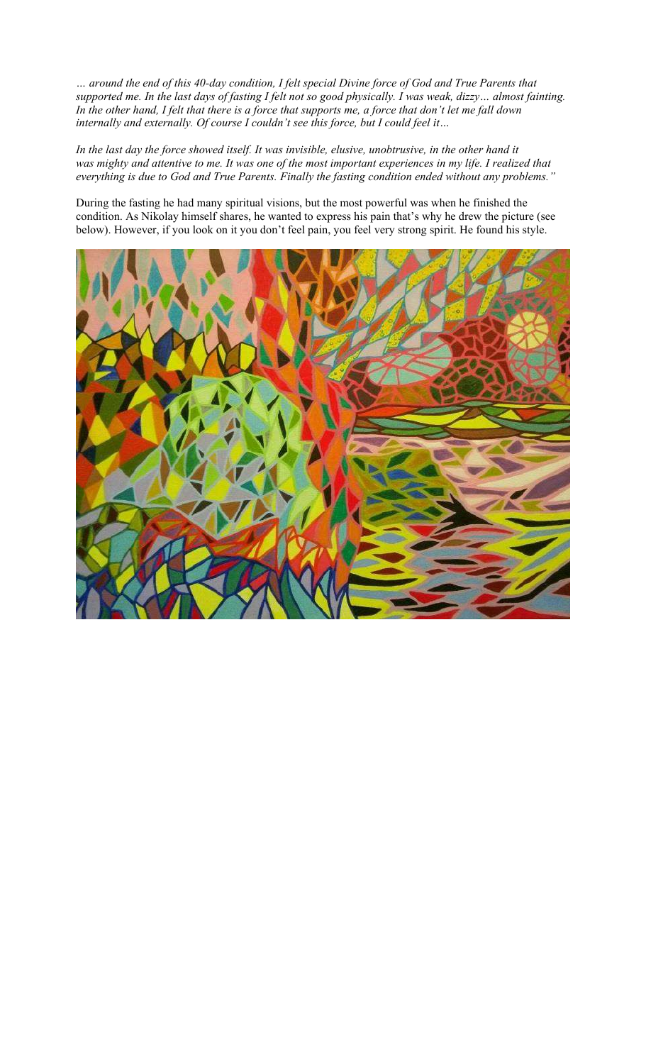*… around the end of this 40-day condition, I felt special Divine force of God and True Parents that supported me. In the last days of fasting I felt not so good physically. I was weak, dizzy… almost fainting. In the other hand, I felt that there is a force that supports me, a force that don't let me fall down internally and externally. Of course I couldn't see this force, but I could feel it…*

*In the last day the force showed itself. It was invisible, elusive, unobtrusive, in the other hand it was mighty and attentive to me. It was one of the most important experiences in my life. I realized that everything is due to God and True Parents. Finally the fasting condition ended without any problems."*

During the fasting he had many spiritual visions, but the most powerful was when he finished the condition. As Nikolay himself shares, he wanted to express his pain that's why he drew the picture (see below). However, if you look on it you don't feel pain, you feel very strong spirit. He found his style.